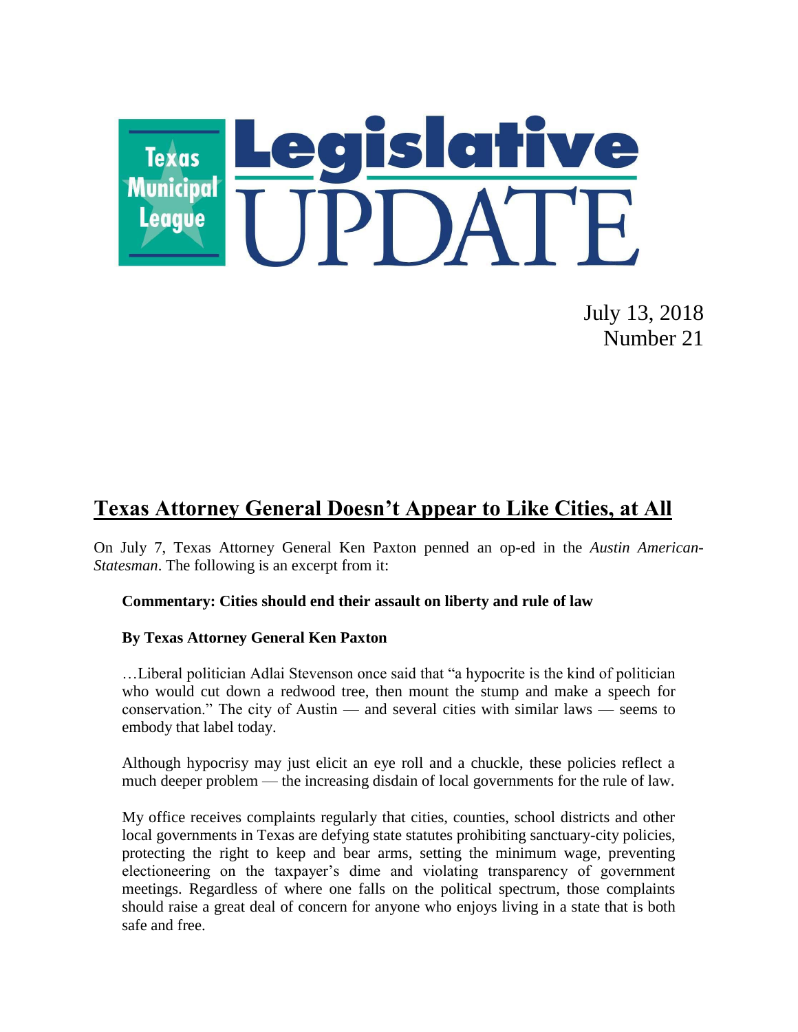# Texas Municipal League Legislative UPDATE

July 13, 2018
Number 21

## Texas Attorney General Doesn't Appear to Like Cities, at All

On July 7, Texas Attorney General Ken Paxton penned an op-ed in the *Austin American-Statesman*. The following is an excerpt from it:

> **Commentary: Cities should end their assault on liberty and rule of law**
>
> **By Texas Attorney General Ken Paxton**
>
> …Liberal politician Adlai Stevenson once said that "a hypocrite is the kind of politician who would cut down a redwood tree, then mount the stump and make a speech for conservation." The city of Austin — and several cities with similar laws — seems to embody that label today.
>
> Although hypocrisy may just elicit an eye roll and a chuckle, these policies reflect a much deeper problem — the increasing disdain of local governments for the rule of law.
>
> My office receives complaints regularly that cities, counties, school districts and other local governments in Texas are defying state statutes prohibiting sanctuary-city policies, protecting the right to keep and bear arms, setting the minimum wage, preventing electioneering on the taxpayer's dime and violating transparency of government meetings. Regardless of where one falls on the political spectrum, those complaints should raise a great deal of concern for anyone who enjoys living in a state that is both safe and free.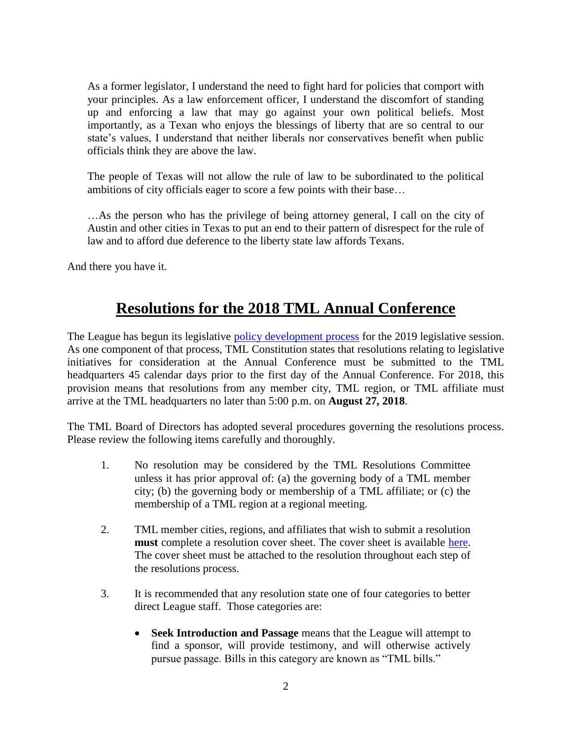> As a former legislator, I understand the need to fight hard for policies that comport with your principles. As a law enforcement officer, I understand the discomfort of standing up and enforcing a law that may go against your own political beliefs. Most importantly, as a Texan who enjoys the blessings of liberty that are so central to our state's values, I understand that neither liberals nor conservatives benefit when public officials think they are above the law.
>
> The people of Texas will not allow the rule of law to be subordinated to the political ambitions of city officials eager to score a few points with their base…
>
> …As the person who has the privilege of being attorney general, I call on the city of Austin and other cities in Texas to put an end to their pattern of disrespect for the rule of law and to afford due deference to the liberty state law affords Texans.

And there you have it.

## Resolutions for the 2018 TML Annual Conference

The League has begun its legislative policy development process for the 2019 legislative session. As one component of that process, TML Constitution states that resolutions relating to legislative initiatives for consideration at the Annual Conference must be submitted to the TML headquarters 45 calendar days prior to the first day of the Annual Conference. For 2018, this provision means that resolutions from any member city, TML region, or TML affiliate must arrive at the TML headquarters no later than 5:00 p.m. on **August 27, 2018**.

The TML Board of Directors has adopted several procedures governing the resolutions process. Please review the following items carefully and thoroughly.

1. No resolution may be considered by the TML Resolutions Committee unless it has prior approval of: (a) the governing body of a TML member city; (b) the governing body or membership of a TML affiliate; or (c) the membership of a TML region at a regional meeting.

2. TML member cities, regions, and affiliates that wish to submit a resolution **must** complete a resolution cover sheet. The cover sheet is available here. The cover sheet must be attached to the resolution throughout each step of the resolutions process.

3. It is recommended that any resolution state one of four categories to better direct League staff. Those categories are:

   - **Seek Introduction and Passage** means that the League will attempt to find a sponsor, will provide testimony, and will otherwise actively pursue passage. Bills in this category are known as "TML bills."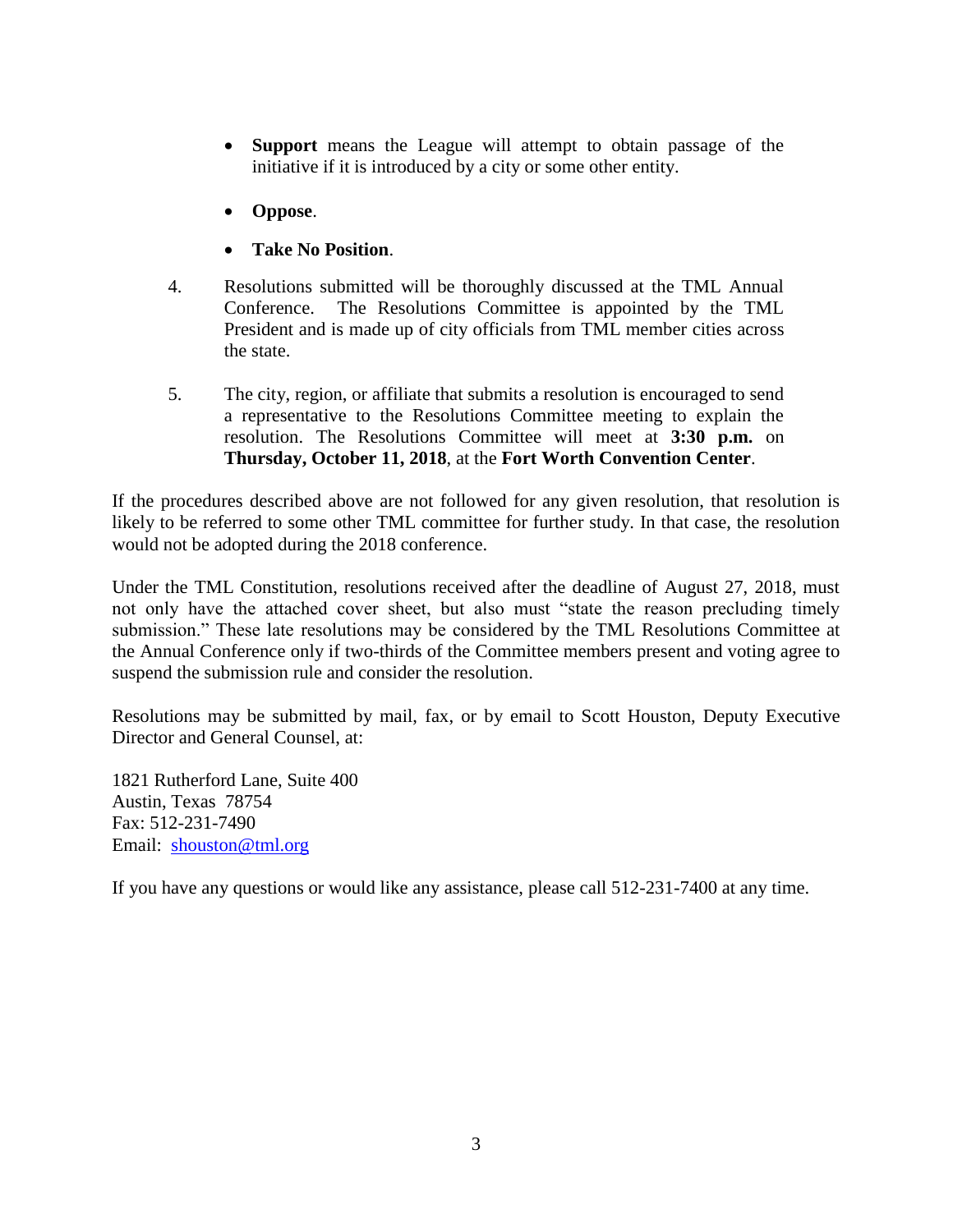- **Support** means the League will attempt to obtain passage of the initiative if it is introduced by a city or some other entity.

- **Oppose**.

- **Take No Position**.

4. Resolutions submitted will be thoroughly discussed at the TML Annual Conference. The Resolutions Committee is appointed by the TML President and is made up of city officials from TML member cities across the state.

5. The city, region, or affiliate that submits a resolution is encouraged to send a representative to the Resolutions Committee meeting to explain the resolution. The Resolutions Committee will meet at **3:30 p.m.** on **Thursday, October 11, 2018**, at the **Fort Worth Convention Center**.

If the procedures described above are not followed for any given resolution, that resolution is likely to be referred to some other TML committee for further study. In that case, the resolution would not be adopted during the 2018 conference.

Under the TML Constitution, resolutions received after the deadline of August 27, 2018, must not only have the attached cover sheet, but also must "state the reason precluding timely submission." These late resolutions may be considered by the TML Resolutions Committee at the Annual Conference only if two-thirds of the Committee members present and voting agree to suspend the submission rule and consider the resolution.

Resolutions may be submitted by mail, fax, or by email to Scott Houston, Deputy Executive Director and General Counsel, at:

1821 Rutherford Lane, Suite 400
Austin, Texas 78754
Fax: 512-231-7490
Email: shouston@tml.org

If you have any questions or would like any assistance, please call 512-231-7400 at any time.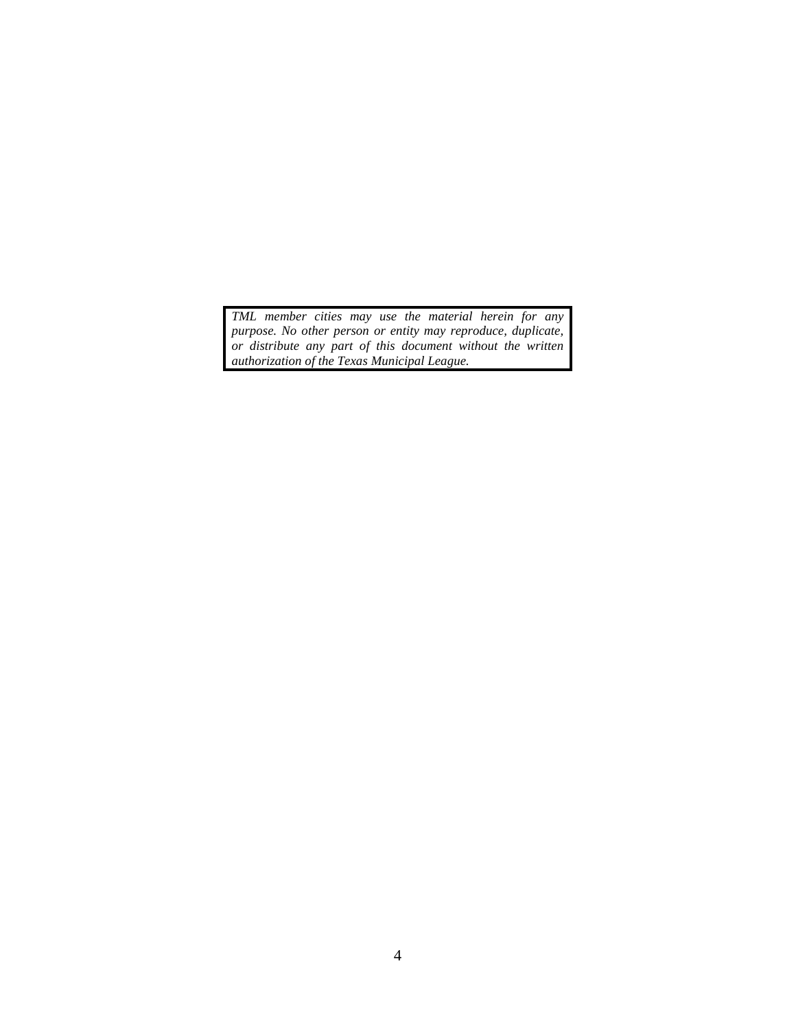*TML member cities may use the material herein for any purpose. No other person or entity may reproduce, duplicate, or distribute any part of this document without the written authorization of the Texas Municipal League.*